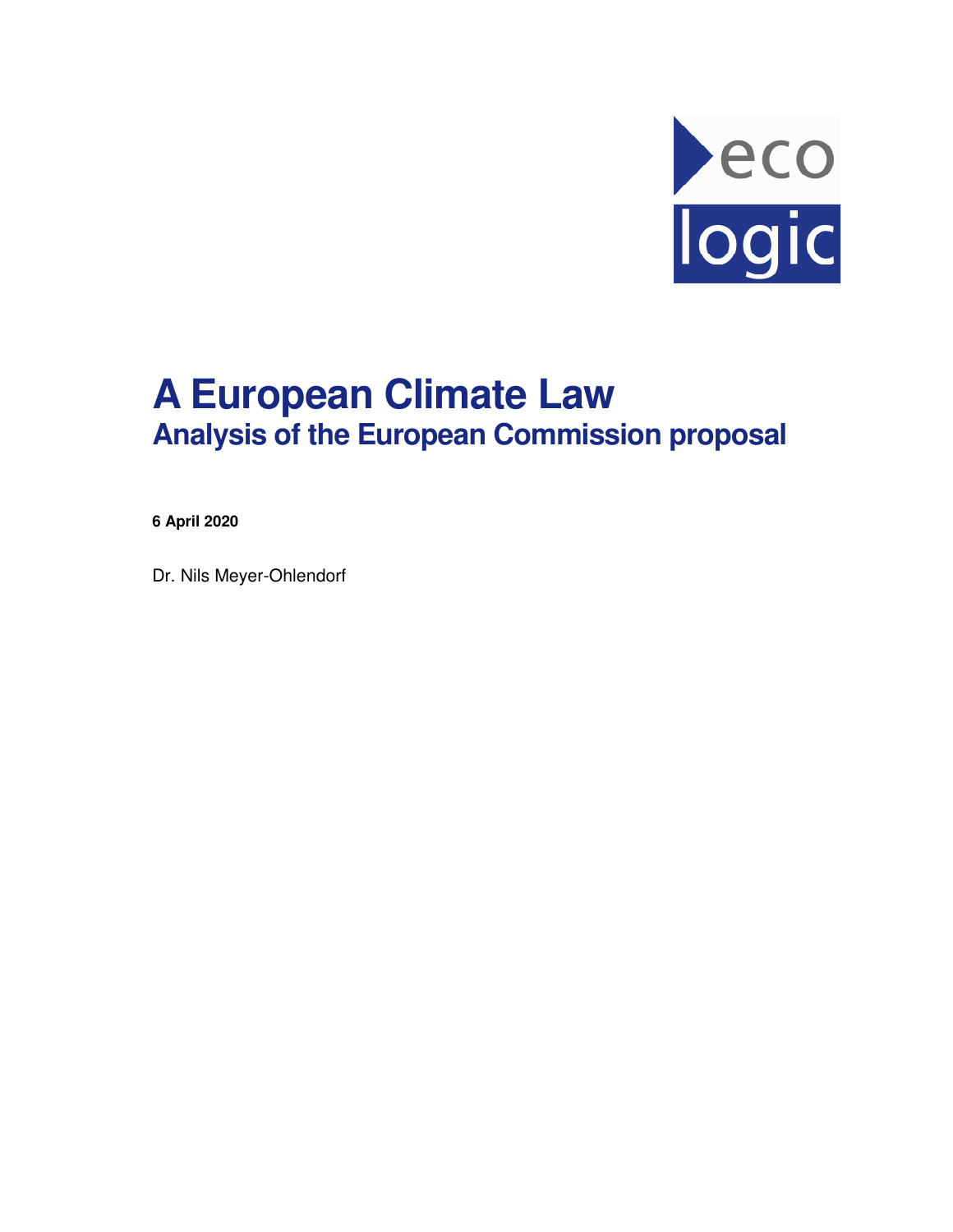# A European Climate Law

## Analysis of the European Commission proposal

**6 April 2020**

Dr. Nils Meyer-Ohlendorf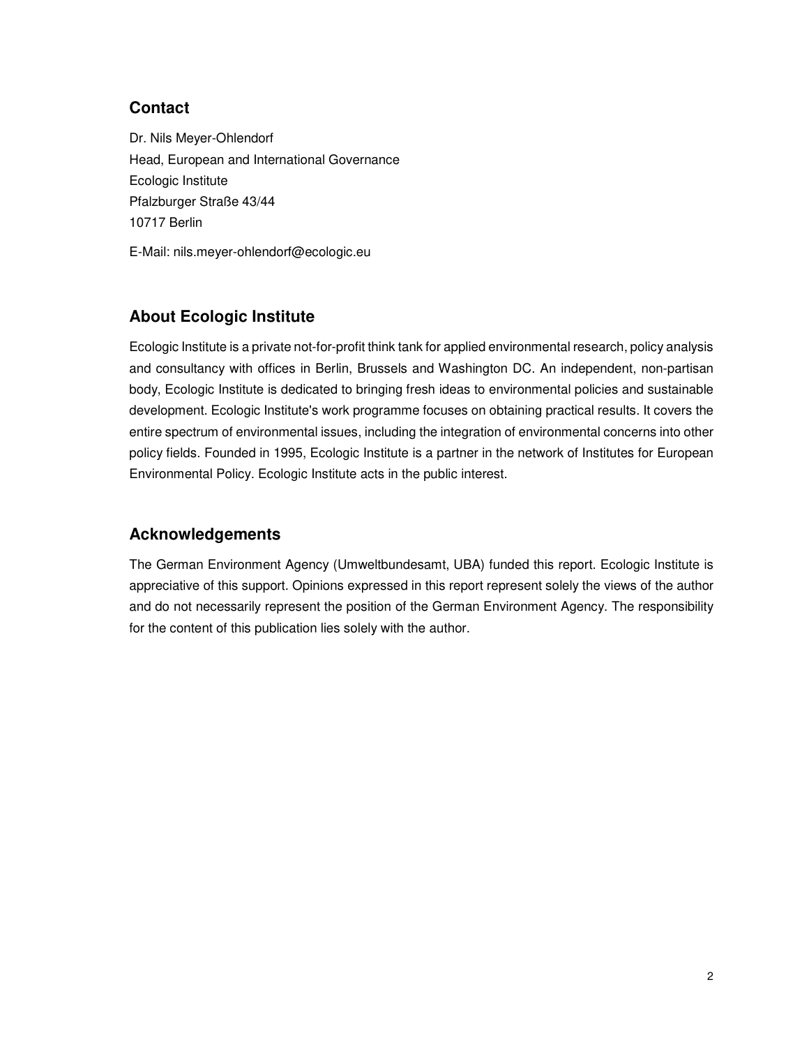## Contact

Dr. Nils Meyer-Ohlendorf
Head, European and International Governance
Ecologic Institute
Pfalzburger Straße 43/44
10717 Berlin

E-Mail: nils.meyer-ohlendorf@ecologic.eu

## About Ecologic Institute

Ecologic Institute is a private not-for-profit think tank for applied environmental research, policy analysis and consultancy with offices in Berlin, Brussels and Washington DC. An independent, non-partisan body, Ecologic Institute is dedicated to bringing fresh ideas to environmental policies and sustainable development. Ecologic Institute's work programme focuses on obtaining practical results. It covers the entire spectrum of environmental issues, including the integration of environmental concerns into other policy fields. Founded in 1995, Ecologic Institute is a partner in the network of Institutes for European Environmental Policy. Ecologic Institute acts in the public interest.

## Acknowledgements

The German Environment Agency (Umweltbundesamt, UBA) funded this report. Ecologic Institute is appreciative of this support. Opinions expressed in this report represent solely the views of the author and do not necessarily represent the position of the German Environment Agency. The responsibility for the content of this publication lies solely with the author.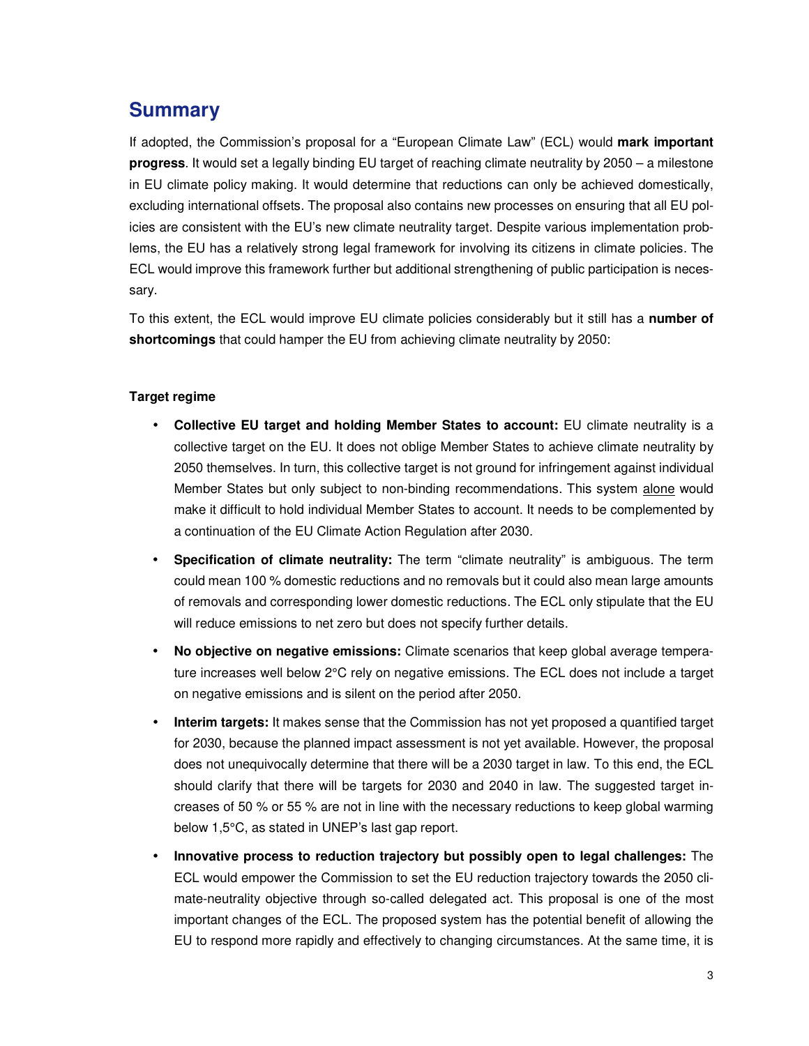# Summary

If adopted, the Commission's proposal for a "European Climate Law" (ECL) would **mark important progress**. It would set a legally binding EU target of reaching climate neutrality by 2050 – a milestone in EU climate policy making. It would determine that reductions can only be achieved domestically, excluding international offsets. The proposal also contains new processes on ensuring that all EU policies are consistent with the EU's new climate neutrality target. Despite various implementation problems, the EU has a relatively strong legal framework for involving its citizens in climate policies. The ECL would improve this framework further but additional strengthening of public participation is necessary.

To this extent, the ECL would improve EU climate policies considerably but it still has a **number of shortcomings** that could hamper the EU from achieving climate neutrality by 2050:

**Target regime**

- **Collective EU target and holding Member States to account:** EU climate neutrality is a collective target on the EU. It does not oblige Member States to achieve climate neutrality by 2050 themselves. In turn, this collective target is not ground for infringement against individual Member States but only subject to non-binding recommendations. This system alone would make it difficult to hold individual Member States to account. It needs to be complemented by a continuation of the EU Climate Action Regulation after 2030.
- **Specification of climate neutrality:** The term "climate neutrality" is ambiguous. The term could mean 100 % domestic reductions and no removals but it could also mean large amounts of removals and corresponding lower domestic reductions. The ECL only stipulate that the EU will reduce emissions to net zero but does not specify further details.
- **No objective on negative emissions:** Climate scenarios that keep global average temperature increases well below 2°C rely on negative emissions. The ECL does not include a target on negative emissions and is silent on the period after 2050.
- **Interim targets:** It makes sense that the Commission has not yet proposed a quantified target for 2030, because the planned impact assessment is not yet available. However, the proposal does not unequivocally determine that there will be a 2030 target in law. To this end, the ECL should clarify that there will be targets for 2030 and 2040 in law. The suggested target increases of 50 % or 55 % are not in line with the necessary reductions to keep global warming below 1,5°C, as stated in UNEP's last gap report.
- **Innovative process to reduction trajectory but possibly open to legal challenges:** The ECL would empower the Commission to set the EU reduction trajectory towards the 2050 climate-neutrality objective through so-called delegated act. This proposal is one of the most important changes of the ECL. The proposed system has the potential benefit of allowing the EU to respond more rapidly and effectively to changing circumstances. At the same time, it is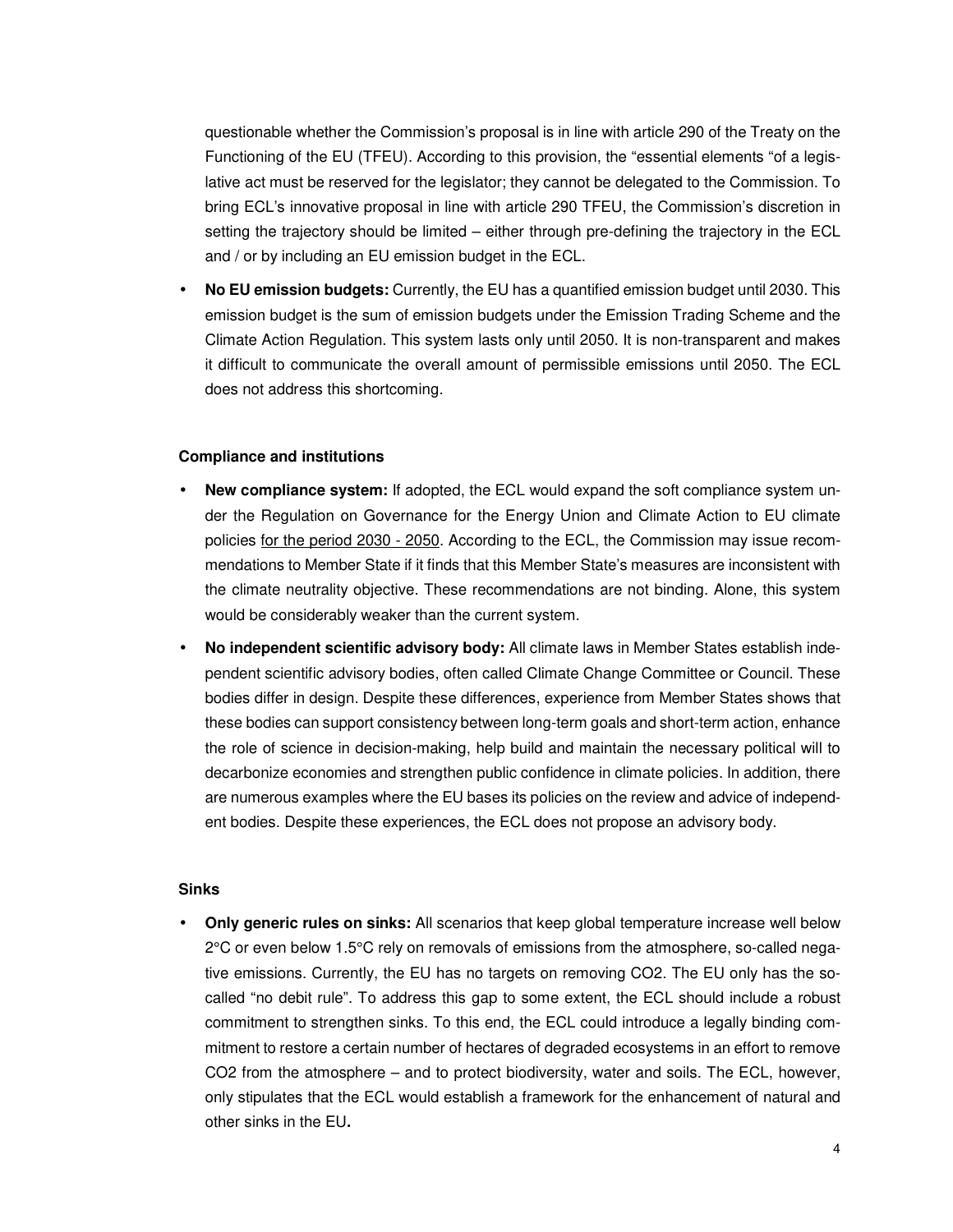questionable whether the Commission's proposal is in line with article 290 of the Treaty on the Functioning of the EU (TFEU). According to this provision, the "essential elements "of a legislative act must be reserved for the legislator; they cannot be delegated to the Commission. To bring ECL's innovative proposal in line with article 290 TFEU, the Commission's discretion in setting the trajectory should be limited – either through pre-defining the trajectory in the ECL and / or by including an EU emission budget in the ECL.

- **No EU emission budgets:** Currently, the EU has a quantified emission budget until 2030. This emission budget is the sum of emission budgets under the Emission Trading Scheme and the Climate Action Regulation. This system lasts only until 2050. It is non-transparent and makes it difficult to communicate the overall amount of permissible emissions until 2050. The ECL does not address this shortcoming.

**Compliance and institutions**

- **New compliance system:** If adopted, the ECL would expand the soft compliance system under the Regulation on Governance for the Energy Union and Climate Action to EU climate policies <u>for the period 2030 - 2050</u>. According to the ECL, the Commission may issue recommendations to Member State if it finds that this Member State's measures are inconsistent with the climate neutrality objective. These recommendations are not binding. Alone, this system would be considerably weaker than the current system.
- **No independent scientific advisory body:** All climate laws in Member States establish independent scientific advisory bodies, often called Climate Change Committee or Council. These bodies differ in design. Despite these differences, experience from Member States shows that these bodies can support consistency between long-term goals and short-term action, enhance the role of science in decision-making, help build and maintain the necessary political will to decarbonize economies and strengthen public confidence in climate policies. In addition, there are numerous examples where the EU bases its policies on the review and advice of independent bodies. Despite these experiences, the ECL does not propose an advisory body.

**Sinks**

- **Only generic rules on sinks:** All scenarios that keep global temperature increase well below 2°C or even below 1.5°C rely on removals of emissions from the atmosphere, so-called negative emissions. Currently, the EU has no targets on removing $CO_2$. The EU only has the so-called "no debit rule". To address this gap to some extent, the ECL should include a robust commitment to strengthen sinks. To this end, the ECL could introduce a legally binding commitment to restore a certain number of hectares of degraded ecosystems in an effort to remove $CO_2$ from the atmosphere – and to protect biodiversity, water and soils. The ECL, however, only stipulates that the ECL would establish a framework for the enhancement of natural and other sinks in the EU**.**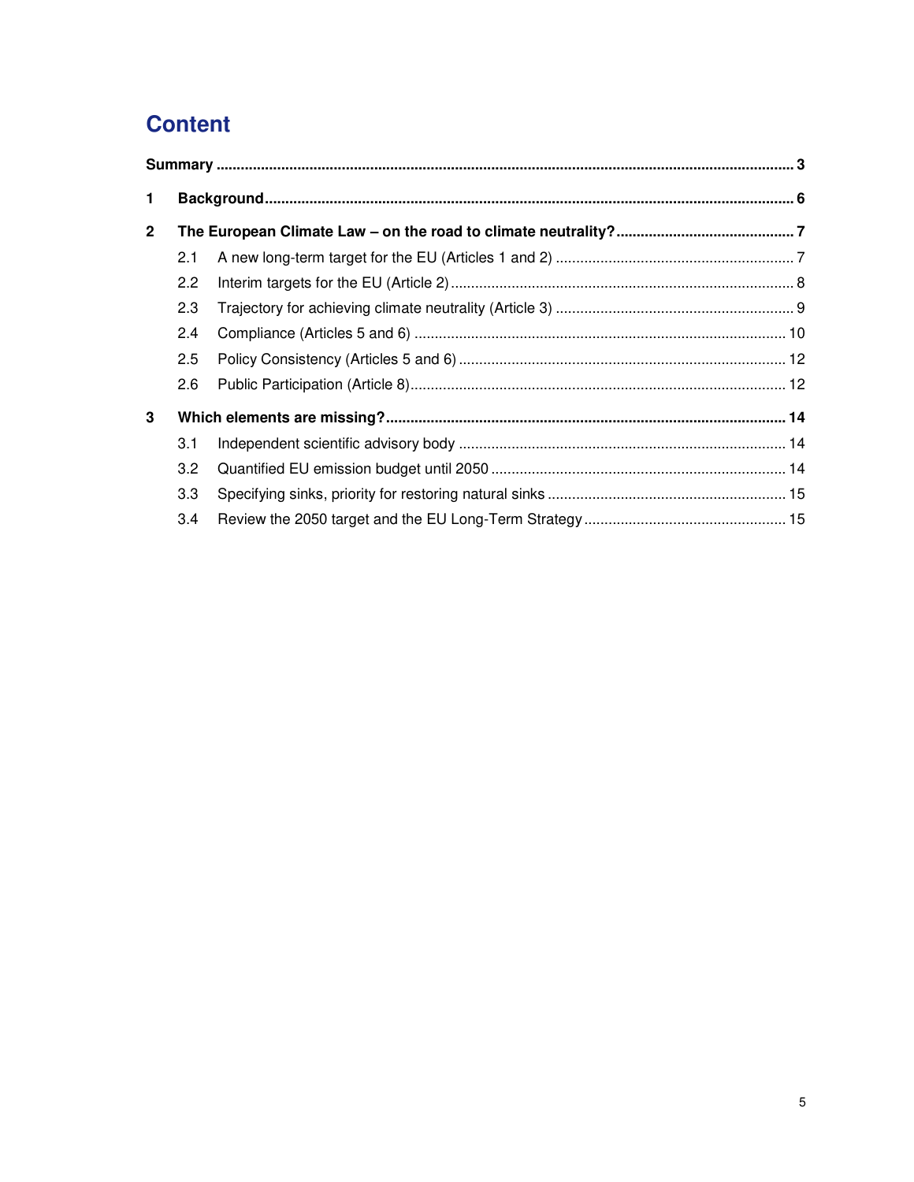# Content

**Summary** ........................................................................................................................................... 3

**1 Background** ...................................................................................................................................... 6

**2 The European Climate Law – on the road to climate neutrality?** ........................................... 7

2.1 A new long-term target for the EU (Articles 1 and 2) .......................................................... 7

2.2 Interim targets for the EU (Article 2) .................................................................................... 8

2.3 Trajectory for achieving climate neutrality (Article 3) .......................................................... 9

2.4 Compliance (Articles 5 and 6) ........................................................................................... 10

2.5 Policy Consistency (Articles 5 and 6) ................................................................................ 12

2.6 Public Participation (Article 8) ........................................................................................... 12

**3 Which elements are missing?** ................................................................................................. 14

3.1 Independent scientific advisory body ................................................................................ 14

3.2 Quantified EU emission budget until 2050 ........................................................................ 14

3.3 Specifying sinks, priority for restoring natural sinks .......................................................... 15

3.4 Review the 2050 target and the EU Long-Term Strategy .................................................. 15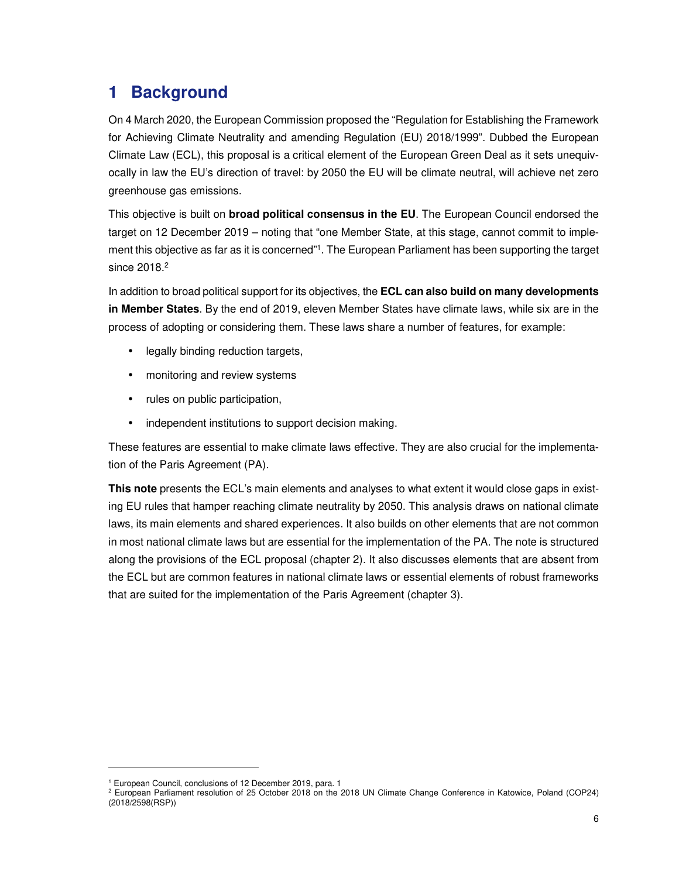# 1 Background

On 4 March 2020, the European Commission proposed the "Regulation for Establishing the Framework for Achieving Climate Neutrality and amending Regulation (EU) 2018/1999". Dubbed the European Climate Law (ECL), this proposal is a critical element of the European Green Deal as it sets unequivocally in law the EU's direction of travel: by 2050 the EU will be climate neutral, will achieve net zero greenhouse gas emissions.

This objective is built on **broad political consensus in the EU**. The European Council endorsed the target on 12 December 2019 – noting that "one Member State, at this stage, cannot commit to implement this objective as far as it is concerned"[1]. The European Parliament has been supporting the target since 2018.[2]

In addition to broad political support for its objectives, the **ECL can also build on many developments in Member States**. By the end of 2019, eleven Member States have climate laws, while six are in the process of adopting or considering them. These laws share a number of features, for example:

- legally binding reduction targets,
- monitoring and review systems
- rules on public participation,
- independent institutions to support decision making.

These features are essential to make climate laws effective. They are also crucial for the implementation of the Paris Agreement (PA).

**This note** presents the ECL's main elements and analyses to what extent it would close gaps in existing EU rules that hamper reaching climate neutrality by 2050. This analysis draws on national climate laws, its main elements and shared experiences. It also builds on other elements that are not common in most national climate laws but are essential for the implementation of the PA. The note is structured along the provisions of the ECL proposal (chapter 2). It also discusses elements that are absent from the ECL but are common features in national climate laws or essential elements of robust frameworks that are suited for the implementation of the Paris Agreement (chapter 3).

---

[1] European Council, conclusions of 12 December 2019, para. 1

[2] European Parliament resolution of 25 October 2018 on the 2018 UN Climate Change Conference in Katowice, Poland (COP24) (2018/2598(RSP))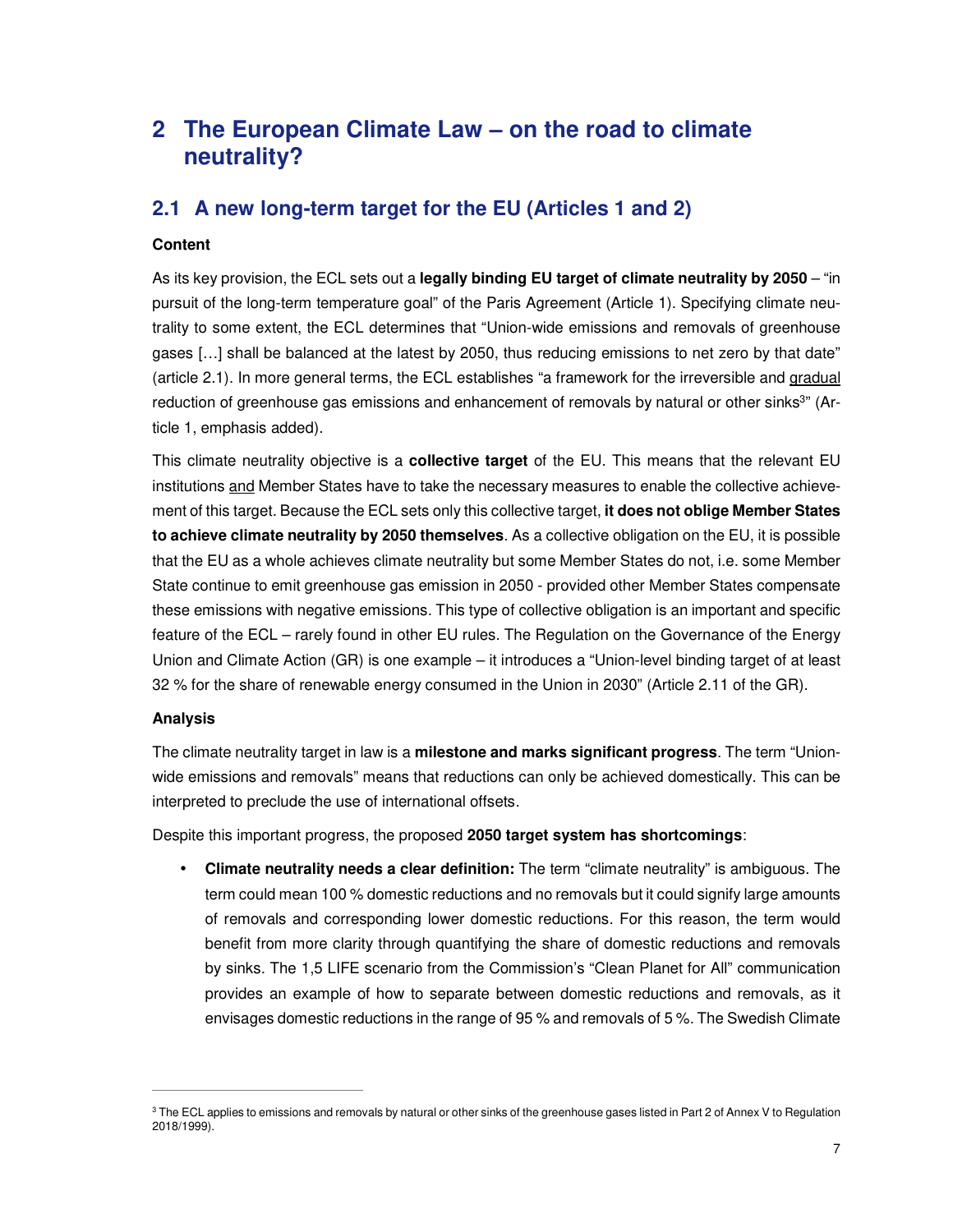# 2 The European Climate Law – on the road to climate neutrality?

## 2.1 A new long-term target for the EU (Articles 1 and 2)

**Content**

As its key provision, the ECL sets out a **legally binding EU target of climate neutrality by 2050** – "in pursuit of the long-term temperature goal" of the Paris Agreement (Article 1). Specifying climate neutrality to some extent, the ECL determines that "Union-wide emissions and removals of greenhouse gases […] shall be balanced at the latest by 2050, thus reducing emissions to net zero by that date" (article 2.1). In more general terms, the ECL establishes "a framework for the irreversible and <u>gradual</u> reduction of greenhouse gas emissions and enhancement of removals by natural or other sinks[3]" (Article 1, emphasis added).

This climate neutrality objective is a **collective target** of the EU. This means that the relevant EU institutions <u>and</u> Member States have to take the necessary measures to enable the collective achievement of this target. Because the ECL sets only this collective target, **it does not oblige Member States to achieve climate neutrality by 2050 themselves**. As a collective obligation on the EU, it is possible that the EU as a whole achieves climate neutrality but some Member States do not, i.e. some Member State continue to emit greenhouse gas emission in 2050 - provided other Member States compensate these emissions with negative emissions. This type of collective obligation is an important and specific feature of the ECL – rarely found in other EU rules. The Regulation on the Governance of the Energy Union and Climate Action (GR) is one example – it introduces a "Union-level binding target of at least 32 % for the share of renewable energy consumed in the Union in 2030" (Article 2.11 of the GR).

**Analysis**

The climate neutrality target in law is a **milestone and marks significant progress**. The term "Union-wide emissions and removals" means that reductions can only be achieved domestically. This can be interpreted to preclude the use of international offsets.

Despite this important progress, the proposed **2050 target system has shortcomings**:

- **Climate neutrality needs a clear definition:** The term "climate neutrality" is ambiguous. The term could mean 100 % domestic reductions and no removals but it could signify large amounts of removals and corresponding lower domestic reductions. For this reason, the term would benefit from more clarity through quantifying the share of domestic reductions and removals by sinks. The 1,5 LIFE scenario from the Commission's "Clean Planet for All" communication provides an example of how to separate between domestic reductions and removals, as it envisages domestic reductions in the range of 95 % and removals of 5 %. The Swedish Climate

[3] The ECL applies to emissions and removals by natural or other sinks of the greenhouse gases listed in Part 2 of Annex V to Regulation 2018/1999).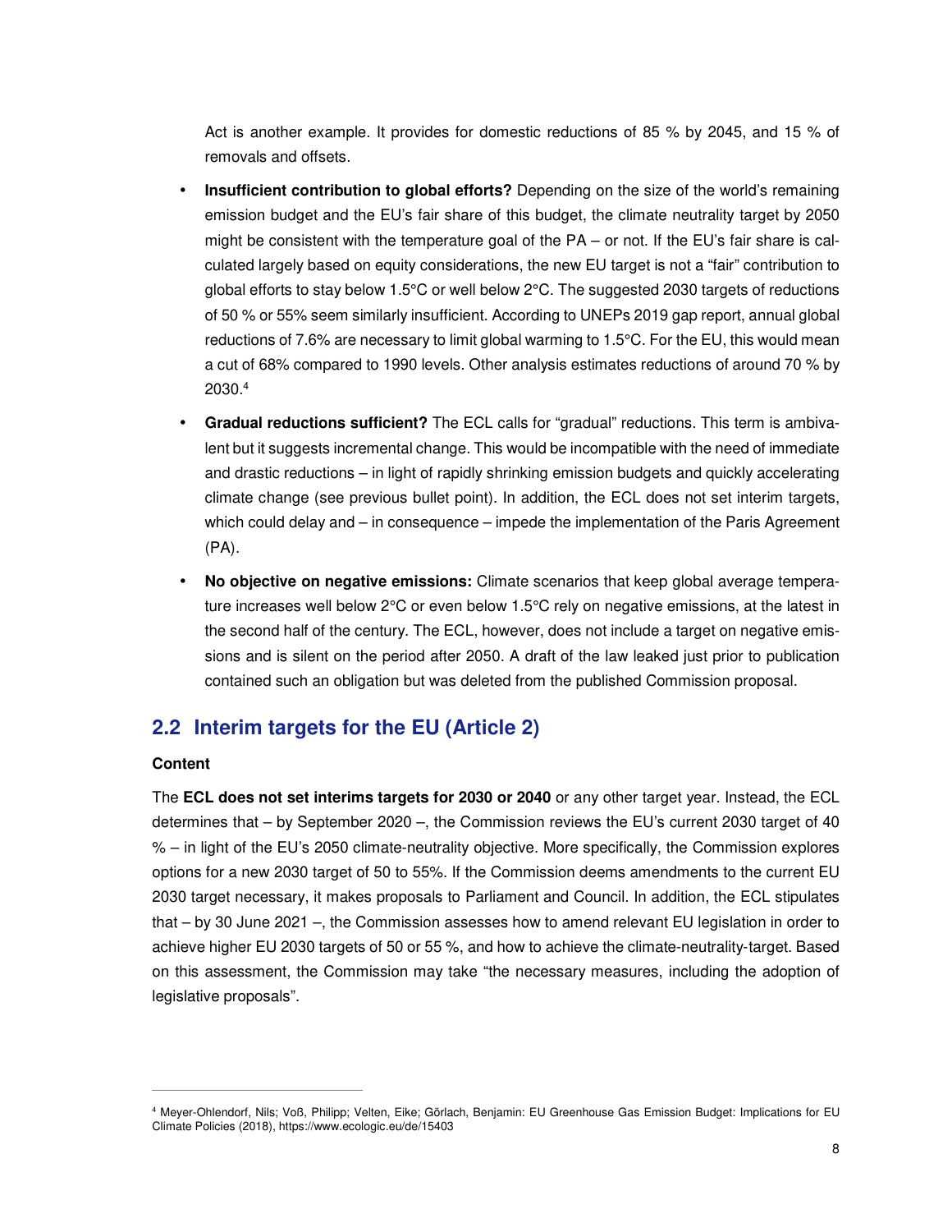Act is another example. It provides for domestic reductions of 85 % by 2045, and 15 % of removals and offsets.

- **Insufficient contribution to global efforts?** Depending on the size of the world's remaining emission budget and the EU's fair share of this budget, the climate neutrality target by 2050 might be consistent with the temperature goal of the PA – or not. If the EU's fair share is calculated largely based on equity considerations, the new EU target is not a "fair" contribution to global efforts to stay below 1.5°C or well below 2°C. The suggested 2030 targets of reductions of 50 % or 55% seem similarly insufficient. According to UNEPs 2019 gap report, annual global reductions of 7.6% are necessary to limit global warming to 1.5°C. For the EU, this would mean a cut of 68% compared to 1990 levels. Other analysis estimates reductions of around 70 % by 2030.[4]
- **Gradual reductions sufficient?** The ECL calls for "gradual" reductions. This term is ambivalent but it suggests incremental change. This would be incompatible with the need of immediate and drastic reductions – in light of rapidly shrinking emission budgets and quickly accelerating climate change (see previous bullet point). In addition, the ECL does not set interim targets, which could delay and – in consequence – impede the implementation of the Paris Agreement (PA).
- **No objective on negative emissions:** Climate scenarios that keep global average temperature increases well below 2°C or even below 1.5°C rely on negative emissions, at the latest in the second half of the century. The ECL, however, does not include a target on negative emissions and is silent on the period after 2050. A draft of the law leaked just prior to publication contained such an obligation but was deleted from the published Commission proposal.

## 2.2 Interim targets for the EU (Article 2)

**Content**

The **ECL does not set interims targets for 2030 or 2040** or any other target year. Instead, the ECL determines that – by September 2020 –, the Commission reviews the EU's current 2030 target of 40 % – in light of the EU's 2050 climate-neutrality objective. More specifically, the Commission explores options for a new 2030 target of 50 to 55%. If the Commission deems amendments to the current EU 2030 target necessary, it makes proposals to Parliament and Council. In addition, the ECL stipulates that – by 30 June 2021 –, the Commission assesses how to amend relevant EU legislation in order to achieve higher EU 2030 targets of 50 or 55 %, and how to achieve the climate-neutrality-target. Based on this assessment, the Commission may take "the necessary measures, including the adoption of legislative proposals".

---

[4] Meyer-Ohlendorf, Nils; Voß, Philipp; Velten, Eike; Görlach, Benjamin: EU Greenhouse Gas Emission Budget: Implications for EU Climate Policies (2018), https://www.ecologic.eu/de/15403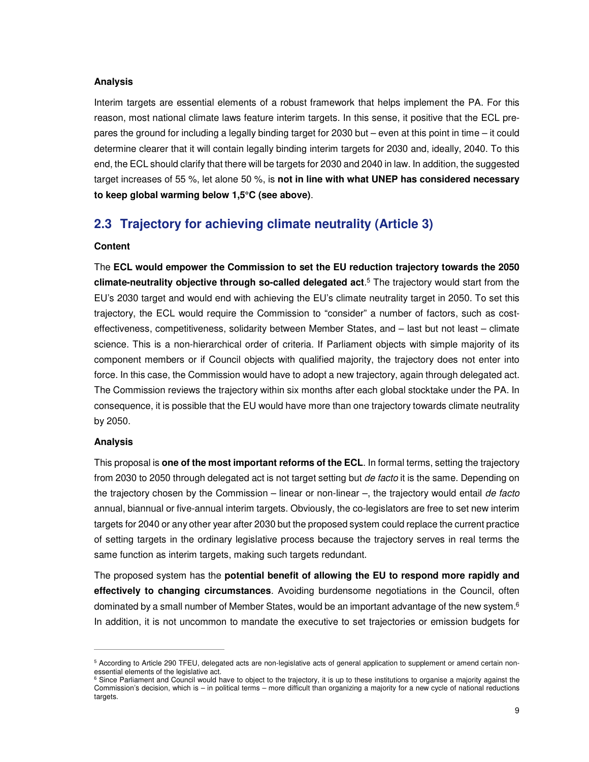**Analysis**

Interim targets are essential elements of a robust framework that helps implement the PA. For this reason, most national climate laws feature interim targets. In this sense, it positive that the ECL prepares the ground for including a legally binding target for 2030 but – even at this point in time – it could determine clearer that it will contain legally binding interim targets for 2030 and, ideally, 2040. To this end, the ECL should clarify that there will be targets for 2030 and 2040 in law. In addition, the suggested target increases of 55 %, let alone 50 %, is **not in line with what UNEP has considered necessary to keep global warming below 1,5°C (see above)**.

## 2.3 Trajectory for achieving climate neutrality (Article 3)

**Content**

The **ECL would empower the Commission to set the EU reduction trajectory towards the 2050 climate-neutrality objective through so-called delegated act**.[5] The trajectory would start from the EU's 2030 target and would end with achieving the EU's climate neutrality target in 2050. To set this trajectory, the ECL would require the Commission to "consider" a number of factors, such as cost-effectiveness, competitiveness, solidarity between Member States, and – last but not least – climate science. This is a non-hierarchical order of criteria. If Parliament objects with simple majority of its component members or if Council objects with qualified majority, the trajectory does not enter into force. In this case, the Commission would have to adopt a new trajectory, again through delegated act. The Commission reviews the trajectory within six months after each global stocktake under the PA. In consequence, it is possible that the EU would have more than one trajectory towards climate neutrality by 2050.

**Analysis**

This proposal is **one of the most important reforms of the ECL**. In formal terms, setting the trajectory from 2030 to 2050 through delegated act is not target setting but *de facto* it is the same. Depending on the trajectory chosen by the Commission – linear or non-linear –, the trajectory would entail *de facto* annual, biannual or five-annual interim targets. Obviously, the co-legislators are free to set new interim targets for 2040 or any other year after 2030 but the proposed system could replace the current practice of setting targets in the ordinary legislative process because the trajectory serves in real terms the same function as interim targets, making such targets redundant.

The proposed system has the **potential benefit of allowing the EU to respond more rapidly and effectively to changing circumstances**. Avoiding burdensome negotiations in the Council, often dominated by a small number of Member States, would be an important advantage of the new system.[6] In addition, it is not uncommon to mandate the executive to set trajectories or emission budgets for

---

[5] According to Article 290 TFEU, delegated acts are non-legislative acts of general application to supplement or amend certain non-essential elements of the legislative act.

[6] Since Parliament and Council would have to object to the trajectory, it is up to these institutions to organise a majority against the Commission's decision, which is – in political terms – more difficult than organizing a majority for a new cycle of national reductions targets.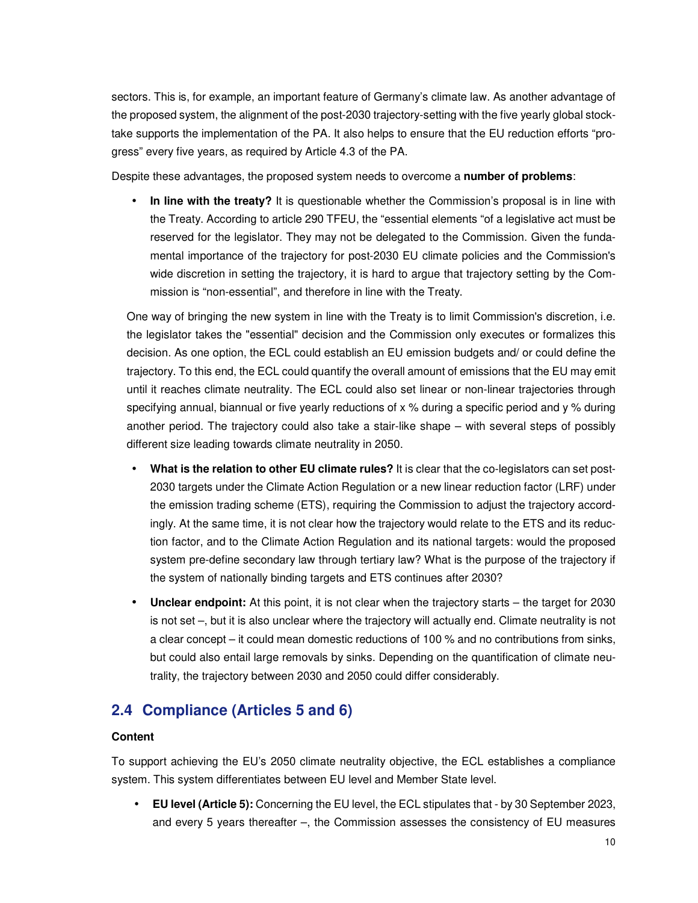sectors. This is, for example, an important feature of Germany's climate law. As another advantage of the proposed system, the alignment of the post-2030 trajectory-setting with the five yearly global stocktake supports the implementation of the PA. It also helps to ensure that the EU reduction efforts "progress" every five years, as required by Article 4.3 of the PA.

Despite these advantages, the proposed system needs to overcome a **number of problems**:

- **In line with the treaty?** It is questionable whether the Commission's proposal is in line with the Treaty. According to article 290 TFEU, the "essential elements "of a legislative act must be reserved for the legislator. They may not be delegated to the Commission. Given the fundamental importance of the trajectory for post-2030 EU climate policies and the Commission's wide discretion in setting the trajectory, it is hard to argue that trajectory setting by the Commission is "non-essential", and therefore in line with the Treaty.

  One way of bringing the new system in line with the Treaty is to limit Commission's discretion, i.e. the legislator takes the "essential" decision and the Commission only executes or formalizes this decision. As one option, the ECL could establish an EU emission budgets and/ or could define the trajectory. To this end, the ECL could quantify the overall amount of emissions that the EU may emit until it reaches climate neutrality. The ECL could also set linear or non-linear trajectories through specifying annual, biannual or five yearly reductions of x % during a specific period and y % during another period. The trajectory could also take a stair-like shape – with several steps of possibly different size leading towards climate neutrality in 2050.

- **What is the relation to other EU climate rules?** It is clear that the co-legislators can set post-2030 targets under the Climate Action Regulation or a new linear reduction factor (LRF) under the emission trading scheme (ETS), requiring the Commission to adjust the trajectory accordingly. At the same time, it is not clear how the trajectory would relate to the ETS and its reduction factor, and to the Climate Action Regulation and its national targets: would the proposed system pre-define secondary law through tertiary law? What is the purpose of the trajectory if the system of nationally binding targets and ETS continues after 2030?

- **Unclear endpoint:** At this point, it is not clear when the trajectory starts – the target for 2030 is not set –, but it is also unclear where the trajectory will actually end. Climate neutrality is not a clear concept – it could mean domestic reductions of 100 % and no contributions from sinks, but could also entail large removals by sinks. Depending on the quantification of climate neutrality, the trajectory between 2030 and 2050 could differ considerably.

## 2.4 Compliance (Articles 5 and 6)

**Content**

To support achieving the EU's 2050 climate neutrality objective, the ECL establishes a compliance system. This system differentiates between EU level and Member State level.

- **EU level (Article 5):** Concerning the EU level, the ECL stipulates that - by 30 September 2023, and every 5 years thereafter –, the Commission assesses the consistency of EU measures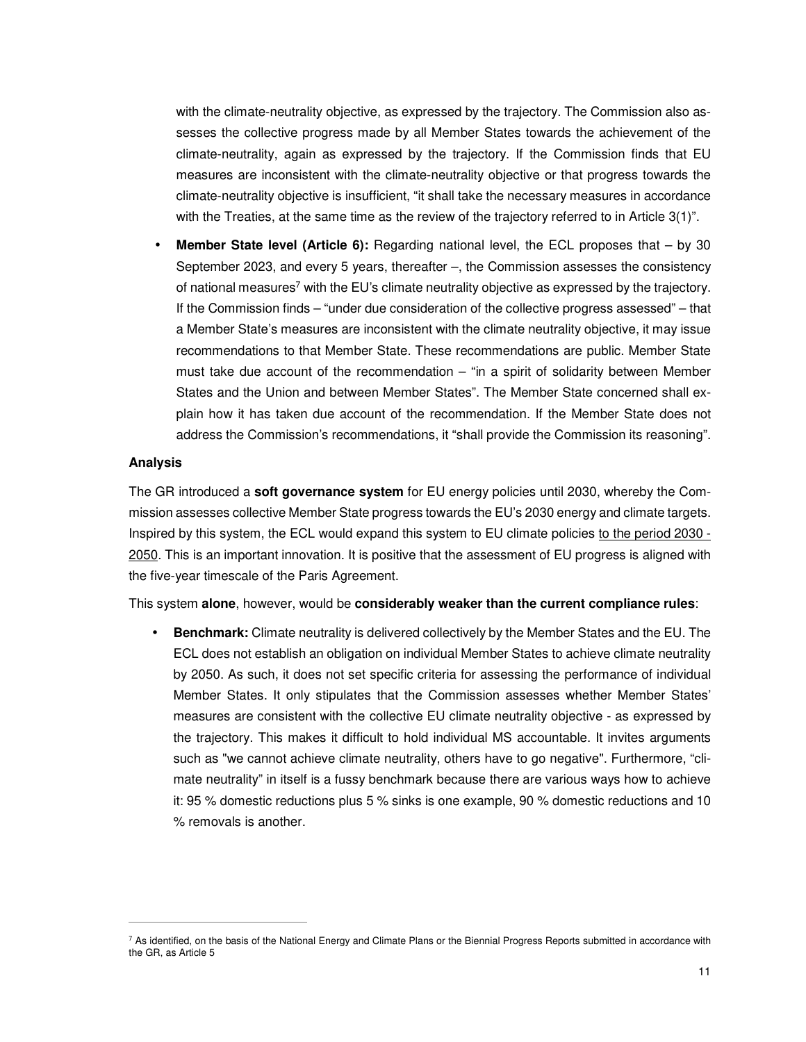with the climate-neutrality objective, as expressed by the trajectory. The Commission also assesses the collective progress made by all Member States towards the achievement of the climate-neutrality, again as expressed by the trajectory. If the Commission finds that EU measures are inconsistent with the climate-neutrality objective or that progress towards the climate-neutrality objective is insufficient, "it shall take the necessary measures in accordance with the Treaties, at the same time as the review of the trajectory referred to in Article 3(1)".

- **Member State level (Article 6):** Regarding national level, the ECL proposes that – by 30 September 2023, and every 5 years, thereafter –, the Commission assesses the consistency of national measures[7] with the EU's climate neutrality objective as expressed by the trajectory. If the Commission finds – "under due consideration of the collective progress assessed" – that a Member State's measures are inconsistent with the climate neutrality objective, it may issue recommendations to that Member State. These recommendations are public. Member State must take due account of the recommendation – "in a spirit of solidarity between Member States and the Union and between Member States". The Member State concerned shall explain how it has taken due account of the recommendation. If the Member State does not address the Commission's recommendations, it "shall provide the Commission its reasoning".

**Analysis**

The GR introduced a **soft governance system** for EU energy policies until 2030, whereby the Commission assesses collective Member State progress towards the EU's 2030 energy and climate targets. Inspired by this system, the ECL would expand this system to EU climate policies to the period 2030 - 2050. This is an important innovation. It is positive that the assessment of EU progress is aligned with the five-year timescale of the Paris Agreement.

This system **alone**, however, would be **considerably weaker than the current compliance rules**:

- **Benchmark:** Climate neutrality is delivered collectively by the Member States and the EU. The ECL does not establish an obligation on individual Member States to achieve climate neutrality by 2050. As such, it does not set specific criteria for assessing the performance of individual Member States. It only stipulates that the Commission assesses whether Member States' measures are consistent with the collective EU climate neutrality objective - as expressed by the trajectory. This makes it difficult to hold individual MS accountable. It invites arguments such as "we cannot achieve climate neutrality, others have to go negative". Furthermore, "climate neutrality" in itself is a fussy benchmark because there are various ways how to achieve it: 95 % domestic reductions plus 5 % sinks is one example, 90 % domestic reductions and 10 % removals is another.

[7] As identified, on the basis of the National Energy and Climate Plans or the Biennial Progress Reports submitted in accordance with the GR, as Article 5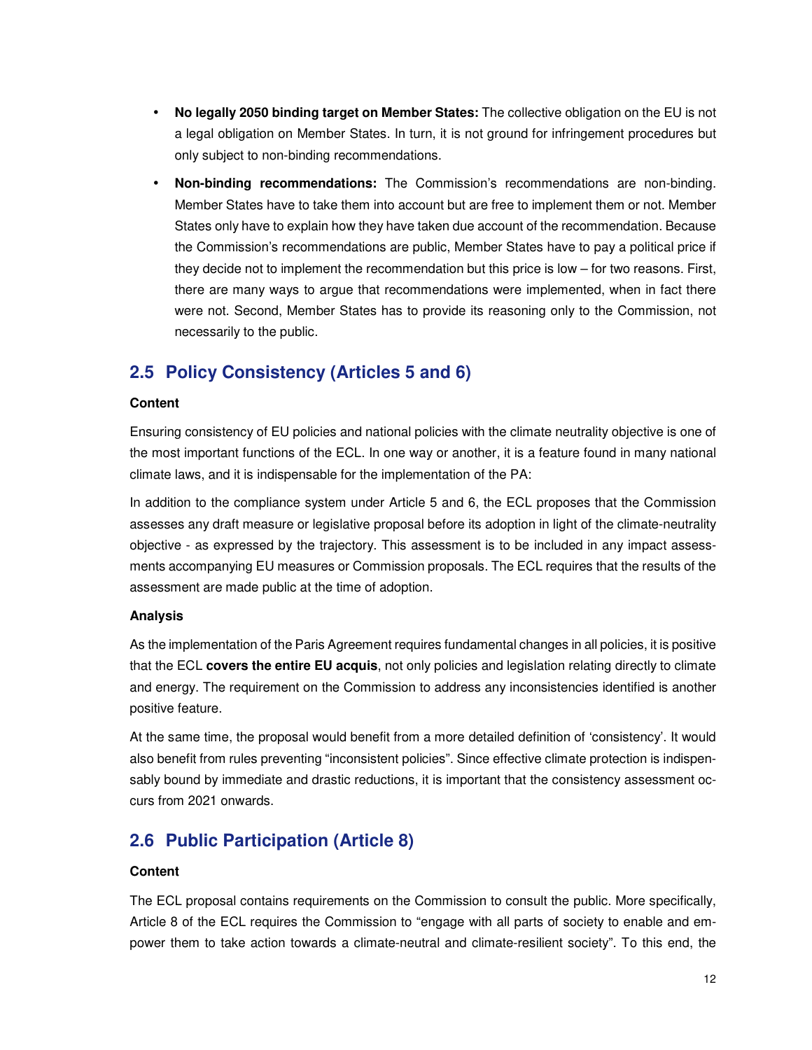- **No legally 2050 binding target on Member States:** The collective obligation on the EU is not a legal obligation on Member States. In turn, it is not ground for infringement procedures but only subject to non-binding recommendations.
- **Non-binding recommendations:** The Commission's recommendations are non-binding. Member States have to take them into account but are free to implement them or not. Member States only have to explain how they have taken due account of the recommendation. Because the Commission's recommendations are public, Member States have to pay a political price if they decide not to implement the recommendation but this price is low – for two reasons. First, there are many ways to argue that recommendations were implemented, when in fact there were not. Second, Member States has to provide its reasoning only to the Commission, not necessarily to the public.

## 2.5 Policy Consistency (Articles 5 and 6)

**Content**

Ensuring consistency of EU policies and national policies with the climate neutrality objective is one of the most important functions of the ECL. In one way or another, it is a feature found in many national climate laws, and it is indispensable for the implementation of the PA:

In addition to the compliance system under Article 5 and 6, the ECL proposes that the Commission assesses any draft measure or legislative proposal before its adoption in light of the climate-neutrality objective - as expressed by the trajectory. This assessment is to be included in any impact assessments accompanying EU measures or Commission proposals. The ECL requires that the results of the assessment are made public at the time of adoption.

**Analysis**

As the implementation of the Paris Agreement requires fundamental changes in all policies, it is positive that the ECL **covers the entire EU acquis**, not only policies and legislation relating directly to climate and energy. The requirement on the Commission to address any inconsistencies identified is another positive feature.

At the same time, the proposal would benefit from a more detailed definition of 'consistency'. It would also benefit from rules preventing "inconsistent policies". Since effective climate protection is indispensably bound by immediate and drastic reductions, it is important that the consistency assessment occurs from 2021 onwards.

## 2.6 Public Participation (Article 8)

**Content**

The ECL proposal contains requirements on the Commission to consult the public. More specifically, Article 8 of the ECL requires the Commission to "engage with all parts of society to enable and empower them to take action towards a climate-neutral and climate-resilient society". To this end, the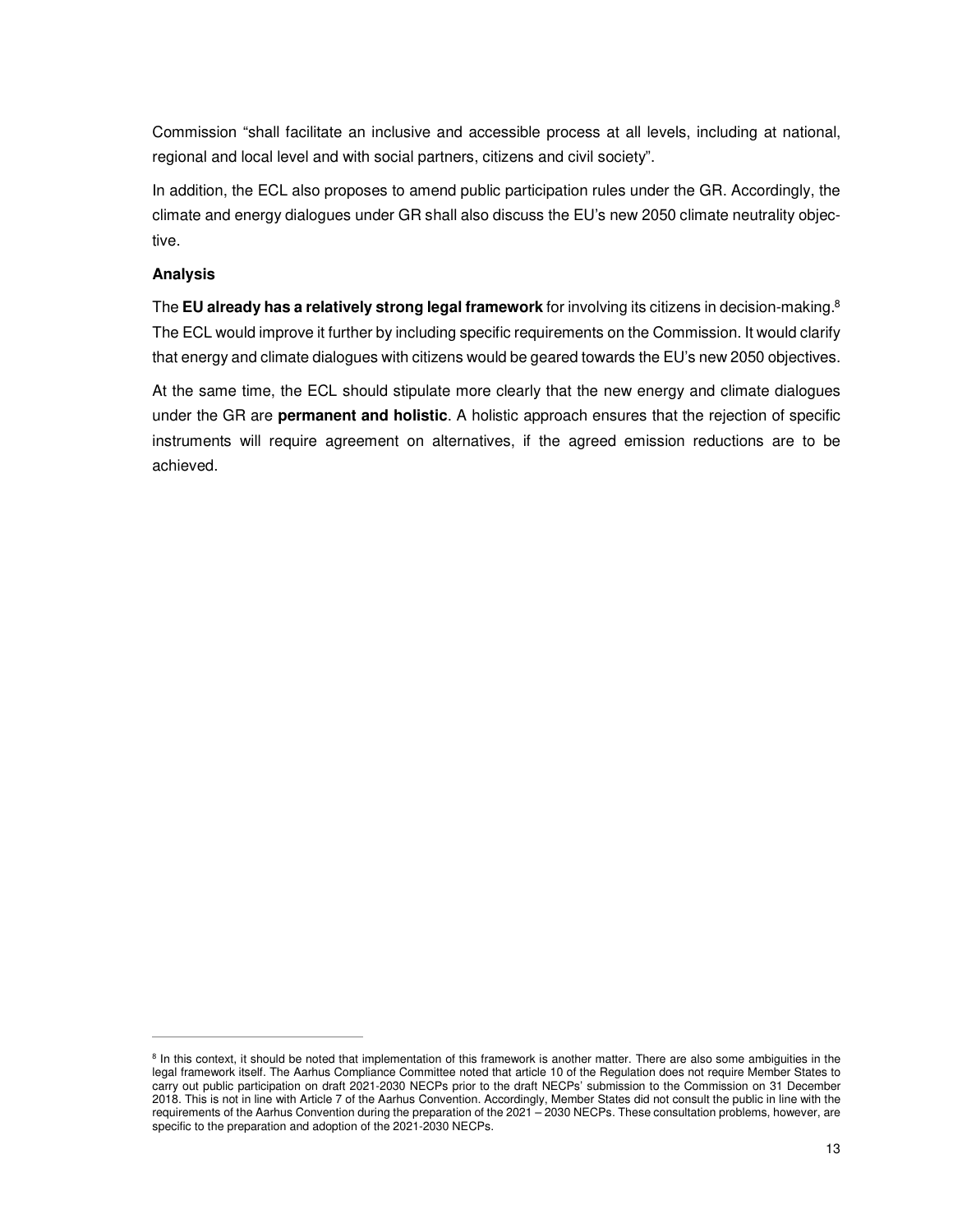Commission "shall facilitate an inclusive and accessible process at all levels, including at national, regional and local level and with social partners, citizens and civil society".

In addition, the ECL also proposes to amend public participation rules under the GR. Accordingly, the climate and energy dialogues under GR shall also discuss the EU's new 2050 climate neutrality objective.

**Analysis**

The **EU already has a relatively strong legal framework** for involving its citizens in decision-making.[8] The ECL would improve it further by including specific requirements on the Commission. It would clarify that energy and climate dialogues with citizens would be geared towards the EU's new 2050 objectives.

At the same time, the ECL should stipulate more clearly that the new energy and climate dialogues under the GR are **permanent and holistic**. A holistic approach ensures that the rejection of specific instruments will require agreement on alternatives, if the agreed emission reductions are to be achieved.

---

[8] In this context, it should be noted that implementation of this framework is another matter. There are also some ambiguities in the legal framework itself. The Aarhus Compliance Committee noted that article 10 of the Regulation does not require Member States to carry out public participation on draft 2021-2030 NECPs prior to the draft NECPs' submission to the Commission on 31 December 2018. This is not in line with Article 7 of the Aarhus Convention. Accordingly, Member States did not consult the public in line with the requirements of the Aarhus Convention during the preparation of the 2021 – 2030 NECPs. These consultation problems, however, are specific to the preparation and adoption of the 2021-2030 NECPs.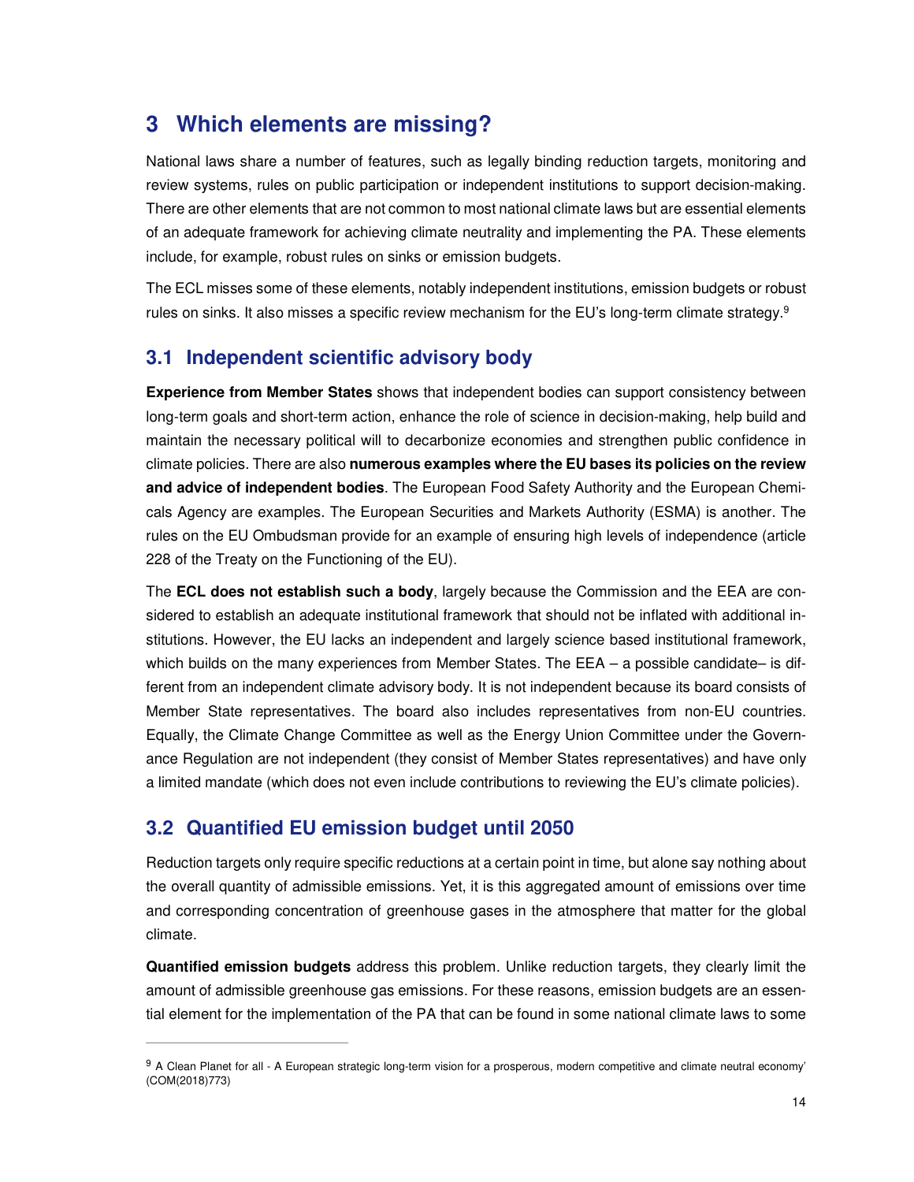# 3 Which elements are missing?

National laws share a number of features, such as legally binding reduction targets, monitoring and review systems, rules on public participation or independent institutions to support decision-making. There are other elements that are not common to most national climate laws but are essential elements of an adequate framework for achieving climate neutrality and implementing the PA. These elements include, for example, robust rules on sinks or emission budgets.

The ECL misses some of these elements, notably independent institutions, emission budgets or robust rules on sinks. It also misses a specific review mechanism for the EU's long-term climate strategy.[9]

## 3.1 Independent scientific advisory body

**Experience from Member States** shows that independent bodies can support consistency between long-term goals and short-term action, enhance the role of science in decision-making, help build and maintain the necessary political will to decarbonize economies and strengthen public confidence in climate policies. There are also **numerous examples where the EU bases its policies on the review and advice of independent bodies**. The European Food Safety Authority and the European Chemicals Agency are examples. The European Securities and Markets Authority (ESMA) is another. The rules on the EU Ombudsman provide for an example of ensuring high levels of independence (article 228 of the Treaty on the Functioning of the EU).

The **ECL does not establish such a body**, largely because the Commission and the EEA are considered to establish an adequate institutional framework that should not be inflated with additional institutions. However, the EU lacks an independent and largely science based institutional framework, which builds on the many experiences from Member States. The EEA – a possible candidate– is different from an independent climate advisory body. It is not independent because its board consists of Member State representatives. The board also includes representatives from non-EU countries. Equally, the Climate Change Committee as well as the Energy Union Committee under the Governance Regulation are not independent (they consist of Member States representatives) and have only a limited mandate (which does not even include contributions to reviewing the EU's climate policies).

## 3.2 Quantified EU emission budget until 2050

Reduction targets only require specific reductions at a certain point in time, but alone say nothing about the overall quantity of admissible emissions. Yet, it is this aggregated amount of emissions over time and corresponding concentration of greenhouse gases in the atmosphere that matter for the global climate.

**Quantified emission budgets** address this problem. Unlike reduction targets, they clearly limit the amount of admissible greenhouse gas emissions. For these reasons, emission budgets are an essential element for the implementation of the PA that can be found in some national climate laws to some

---

[9] A Clean Planet for all - A European strategic long-term vision for a prosperous, modern competitive and climate neutral economy' (COM(2018)773)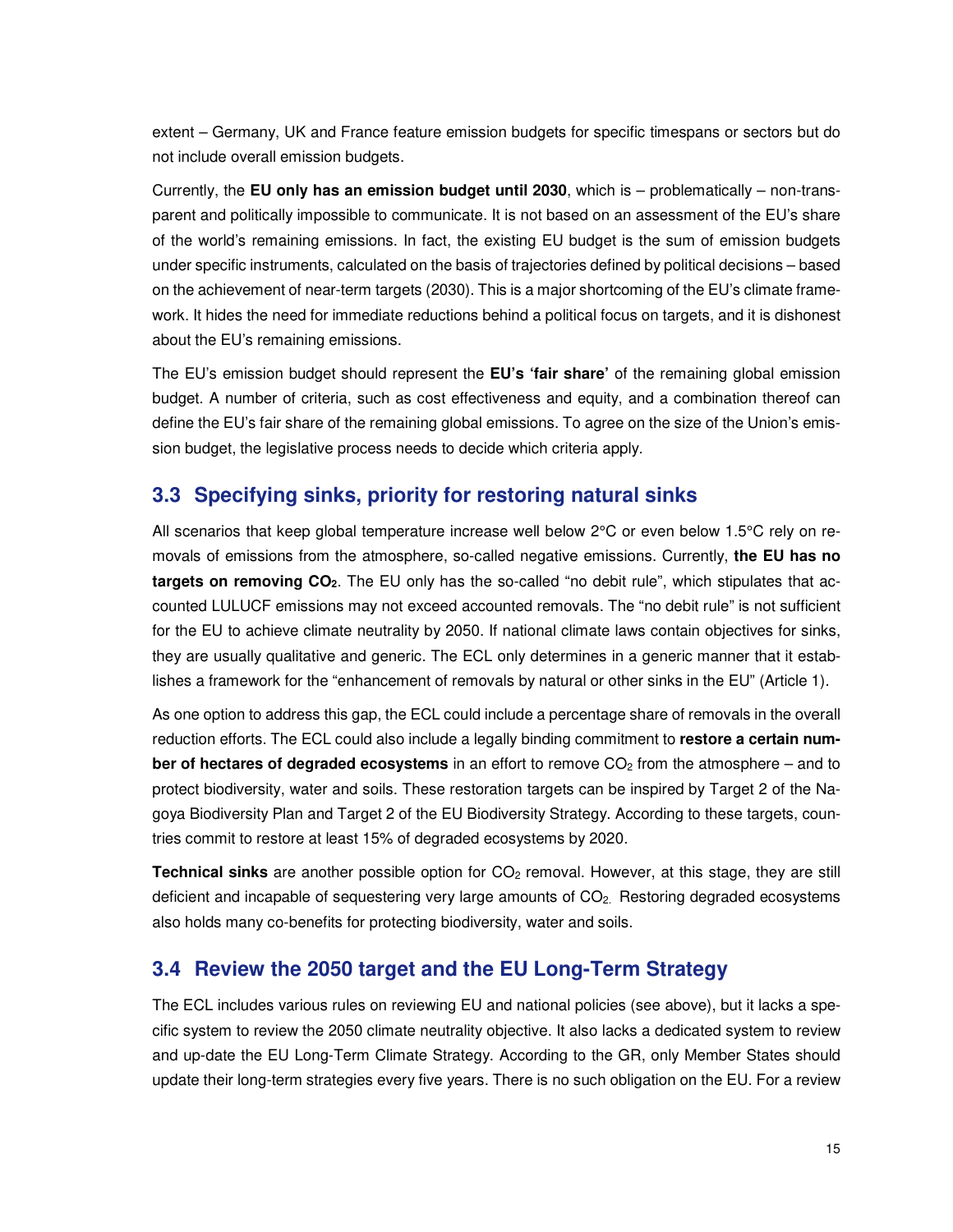extent – Germany, UK and France feature emission budgets for specific timespans or sectors but do not include overall emission budgets.

Currently, the **EU only has an emission budget until 2030**, which is – problematically – non-transparent and politically impossible to communicate. It is not based on an assessment of the EU's share of the world's remaining emissions. In fact, the existing EU budget is the sum of emission budgets under specific instruments, calculated on the basis of trajectories defined by political decisions – based on the achievement of near-term targets (2030). This is a major shortcoming of the EU's climate framework. It hides the need for immediate reductions behind a political focus on targets, and it is dishonest about the EU's remaining emissions.

The EU's emission budget should represent the **EU's 'fair share'** of the remaining global emission budget. A number of criteria, such as cost effectiveness and equity, and a combination thereof can define the EU's fair share of the remaining global emissions. To agree on the size of the Union's emission budget, the legislative process needs to decide which criteria apply.

## 3.3 Specifying sinks, priority for restoring natural sinks

All scenarios that keep global temperature increase well below 2°C or even below 1.5°C rely on removals of emissions from the atmosphere, so-called negative emissions. Currently, **the EU has no targets on removing $CO_2$**. The EU only has the so-called "no debit rule", which stipulates that accounted LULUCF emissions may not exceed accounted removals. The "no debit rule" is not sufficient for the EU to achieve climate neutrality by 2050. If national climate laws contain objectives for sinks, they are usually qualitative and generic. The ECL only determines in a generic manner that it establishes a framework for the "enhancement of removals by natural or other sinks in the EU" (Article 1).

As one option to address this gap, the ECL could include a percentage share of removals in the overall reduction efforts. The ECL could also include a legally binding commitment to **restore a certain number of hectares of degraded ecosystems** in an effort to remove $CO_2$ from the atmosphere – and to protect biodiversity, water and soils. These restoration targets can be inspired by Target 2 of the Nagoya Biodiversity Plan and Target 2 of the EU Biodiversity Strategy. According to these targets, countries commit to restore at least 15% of degraded ecosystems by 2020.

**Technical sinks** are another possible option for $CO_2$ removal. However, at this stage, they are still deficient and incapable of sequestering very large amounts of $CO_2$. Restoring degraded ecosystems also holds many co-benefits for protecting biodiversity, water and soils.

## 3.4 Review the 2050 target and the EU Long-Term Strategy

The ECL includes various rules on reviewing EU and national policies (see above), but it lacks a specific system to review the 2050 climate neutrality objective. It also lacks a dedicated system to review and up-date the EU Long-Term Climate Strategy. According to the GR, only Member States should update their long-term strategies every five years. There is no such obligation on the EU. For a review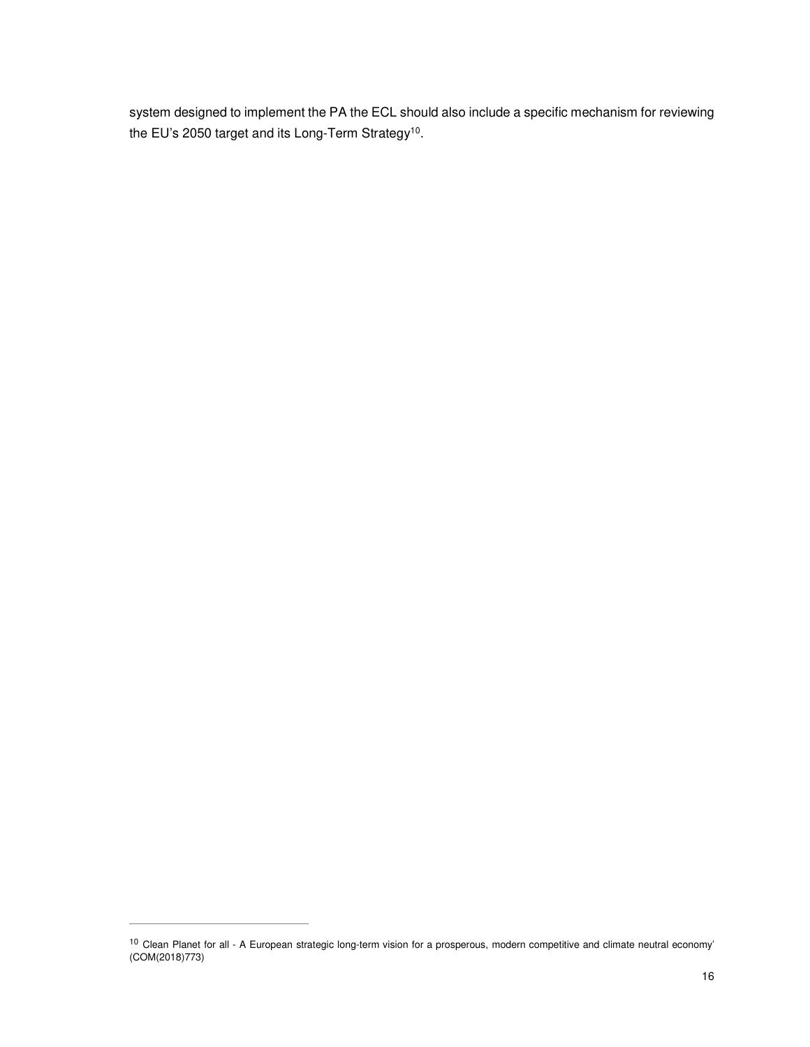system designed to implement the PA the ECL should also include a specific mechanism for reviewing the EU's 2050 target and its Long-Term Strategy[10].

---

[10] Clean Planet for all - A European strategic long-term vision for a prosperous, modern competitive and climate neutral economy' (COM(2018)773)